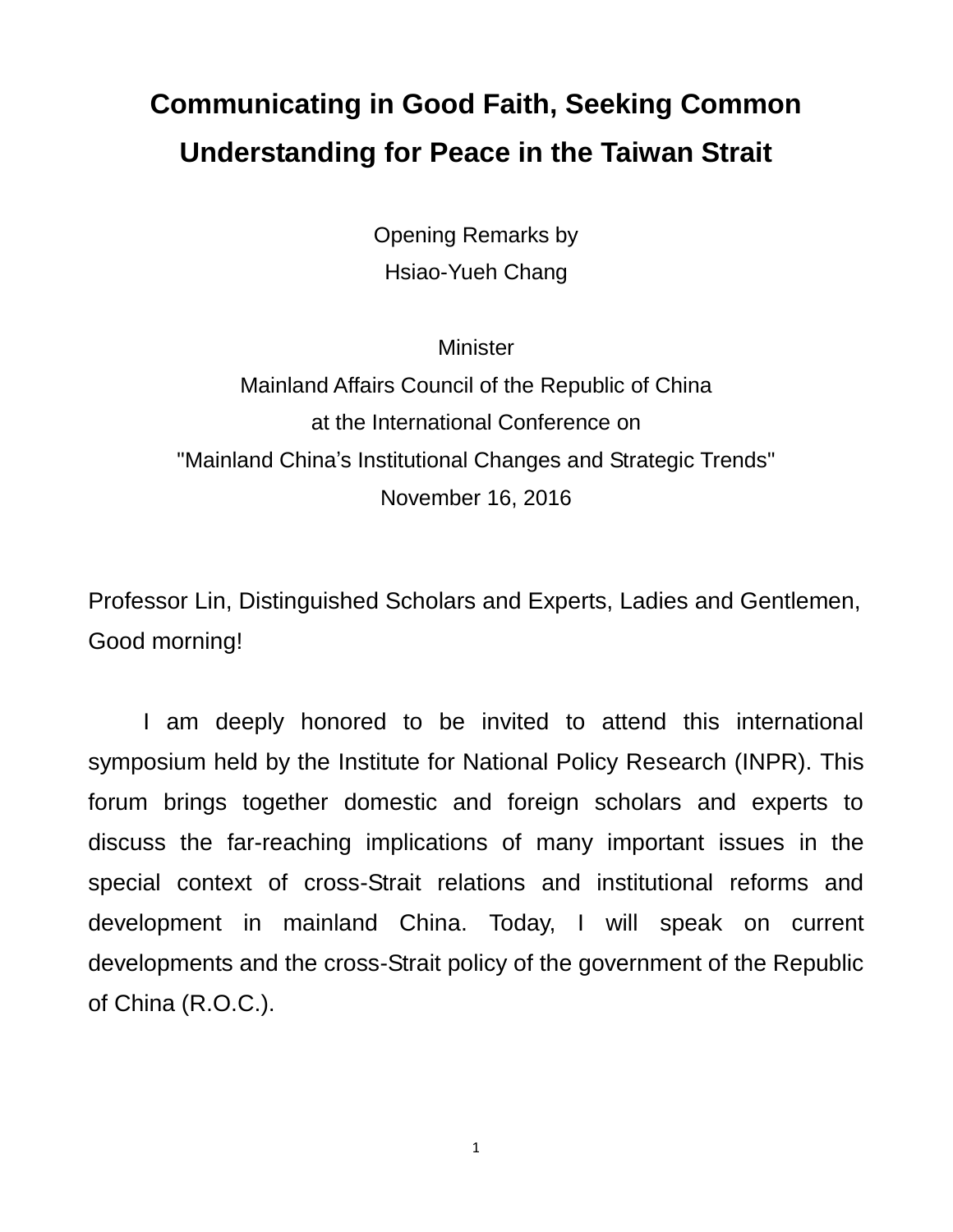# Communicating in Good Faith, Seeking Common Understanding for Peace in the Taiwan Strait

Opening Remarks by
Hsiao-Yueh Chang

Minister
Mainland Affairs Council of the Republic of China
at the International Conference on
"Mainland China's Institutional Changes and Strategic Trends"
November 16, 2016

Professor Lin, Distinguished Scholars and Experts, Ladies and Gentlemen, Good morning!

I am deeply honored to be invited to attend this international symposium held by the Institute for National Policy Research (INPR). This forum brings together domestic and foreign scholars and experts to discuss the far-reaching implications of many important issues in the special context of cross-Strait relations and institutional reforms and development in mainland China. Today, I will speak on current developments and the cross-Strait policy of the government of the Republic of China (R.O.C.).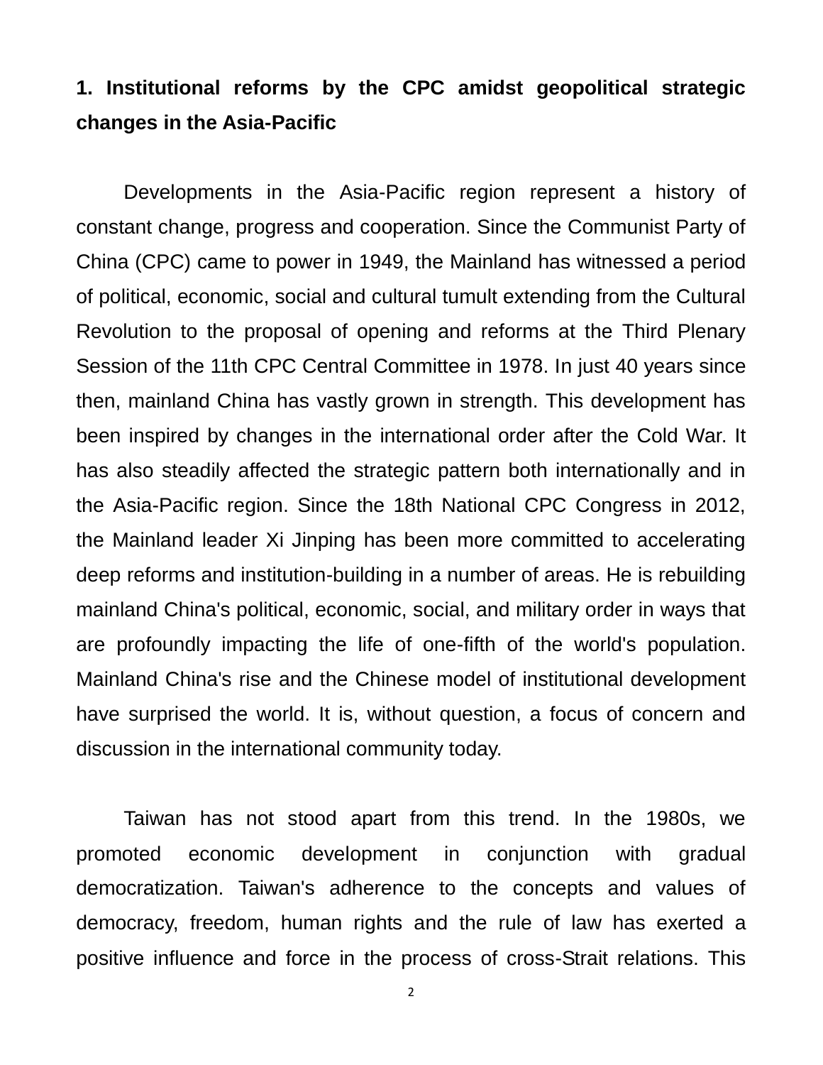**1. Institutional reforms by the CPC amidst geopolitical strategic changes in the Asia-Pacific**

Developments in the Asia-Pacific region represent a history of constant change, progress and cooperation. Since the Communist Party of China (CPC) came to power in 1949, the Mainland has witnessed a period of political, economic, social and cultural tumult extending from the Cultural Revolution to the proposal of opening and reforms at the Third Plenary Session of the 11th CPC Central Committee in 1978. In just 40 years since then, mainland China has vastly grown in strength. This development has been inspired by changes in the international order after the Cold War. It has also steadily affected the strategic pattern both internationally and in the Asia-Pacific region. Since the 18th National CPC Congress in 2012, the Mainland leader Xi Jinping has been more committed to accelerating deep reforms and institution-building in a number of areas. He is rebuilding mainland China's political, economic, social, and military order in ways that are profoundly impacting the life of one-fifth of the world's population. Mainland China's rise and the Chinese model of institutional development have surprised the world. It is, without question, a focus of concern and discussion in the international community today.

Taiwan has not stood apart from this trend. In the 1980s, we promoted economic development in conjunction with gradual democratization. Taiwan's adherence to the concepts and values of democracy, freedom, human rights and the rule of law has exerted a positive influence and force in the process of cross-Strait relations. This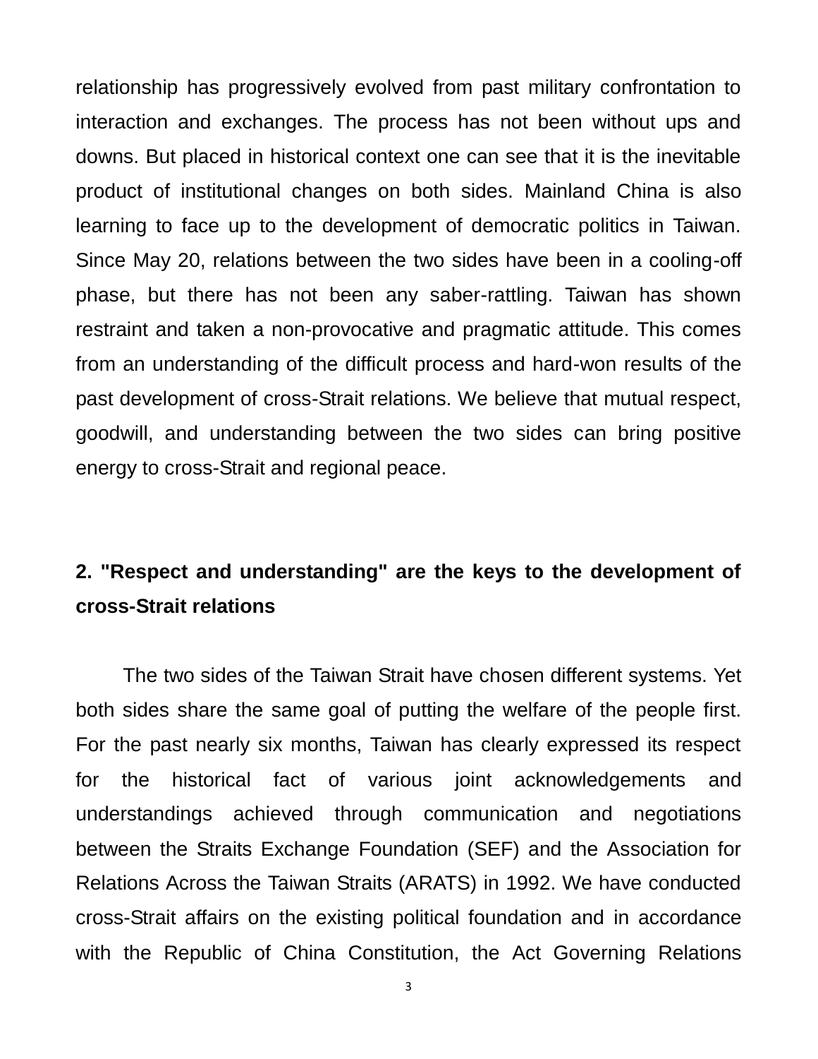relationship has progressively evolved from past military confrontation to interaction and exchanges. The process has not been without ups and downs. But placed in historical context one can see that it is the inevitable product of institutional changes on both sides. Mainland China is also learning to face up to the development of democratic politics in Taiwan. Since May 20, relations between the two sides have been in a cooling-off phase, but there has not been any saber-rattling. Taiwan has shown restraint and taken a non-provocative and pragmatic attitude. This comes from an understanding of the difficult process and hard-won results of the past development of cross-Strait relations. We believe that mutual respect, goodwill, and understanding between the two sides can bring positive energy to cross-Strait and regional peace.

**2. "Respect and understanding" are the keys to the development of cross-Strait relations**

The two sides of the Taiwan Strait have chosen different systems. Yet both sides share the same goal of putting the welfare of the people first. For the past nearly six months, Taiwan has clearly expressed its respect for the historical fact of various joint acknowledgements and understandings achieved through communication and negotiations between the Straits Exchange Foundation (SEF) and the Association for Relations Across the Taiwan Straits (ARATS) in 1992. We have conducted cross-Strait affairs on the existing political foundation and in accordance with the Republic of China Constitution, the Act Governing Relations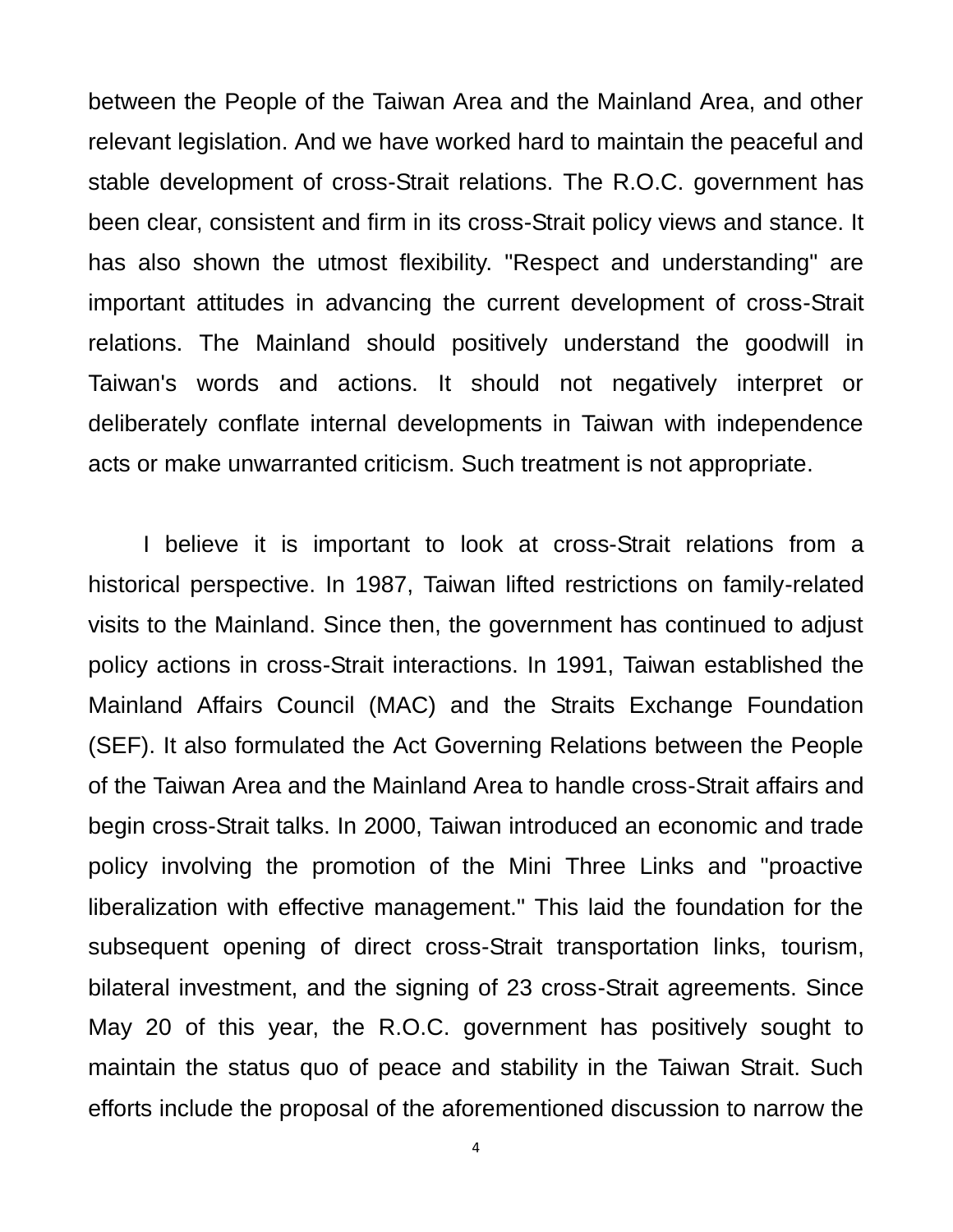between the People of the Taiwan Area and the Mainland Area, and other relevant legislation. And we have worked hard to maintain the peaceful and stable development of cross-Strait relations. The R.O.C. government has been clear, consistent and firm in its cross-Strait policy views and stance. It has also shown the utmost flexibility. "Respect and understanding" are important attitudes in advancing the current development of cross-Strait relations. The Mainland should positively understand the goodwill in Taiwan's words and actions. It should not negatively interpret or deliberately conflate internal developments in Taiwan with independence acts or make unwarranted criticism. Such treatment is not appropriate.

I believe it is important to look at cross-Strait relations from a historical perspective. In 1987, Taiwan lifted restrictions on family-related visits to the Mainland. Since then, the government has continued to adjust policy actions in cross-Strait interactions. In 1991, Taiwan established the Mainland Affairs Council (MAC) and the Straits Exchange Foundation (SEF). It also formulated the Act Governing Relations between the People of the Taiwan Area and the Mainland Area to handle cross-Strait affairs and begin cross-Strait talks. In 2000, Taiwan introduced an economic and trade policy involving the promotion of the Mini Three Links and "proactive liberalization with effective management." This laid the foundation for the subsequent opening of direct cross-Strait transportation links, tourism, bilateral investment, and the signing of 23 cross-Strait agreements. Since May 20 of this year, the R.O.C. government has positively sought to maintain the status quo of peace and stability in the Taiwan Strait. Such efforts include the proposal of the aforementioned discussion to narrow the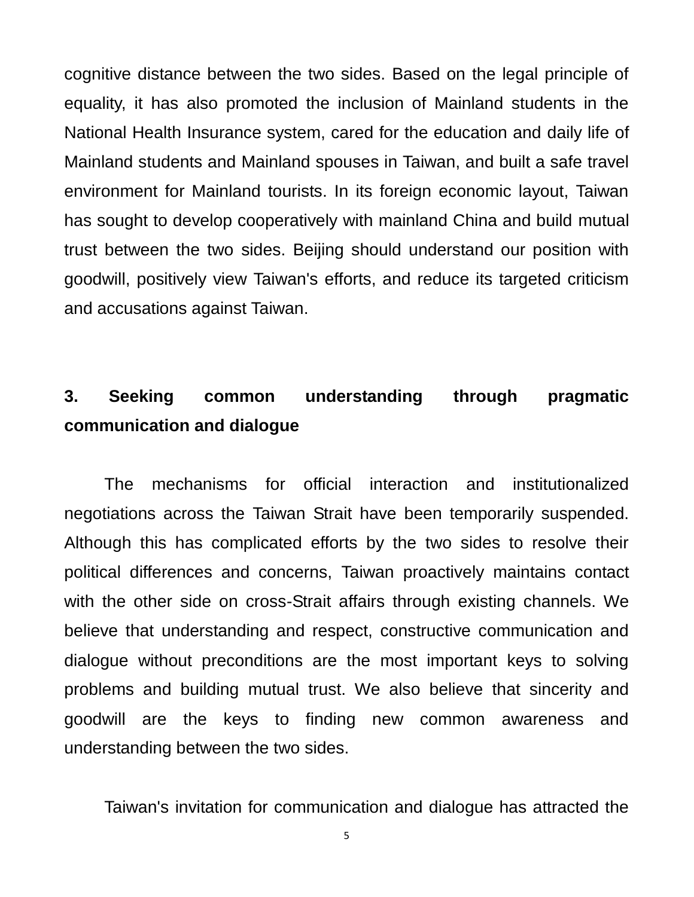cognitive distance between the two sides. Based on the legal principle of equality, it has also promoted the inclusion of Mainland students in the National Health Insurance system, cared for the education and daily life of Mainland students and Mainland spouses in Taiwan, and built a safe travel environment for Mainland tourists. In its foreign economic layout, Taiwan has sought to develop cooperatively with mainland China and build mutual trust between the two sides. Beijing should understand our position with goodwill, positively view Taiwan's efforts, and reduce its targeted criticism and accusations against Taiwan.

**3. Seeking common understanding through pragmatic communication and dialogue**

The mechanisms for official interaction and institutionalized negotiations across the Taiwan Strait have been temporarily suspended. Although this has complicated efforts by the two sides to resolve their political differences and concerns, Taiwan proactively maintains contact with the other side on cross-Strait affairs through existing channels. We believe that understanding and respect, constructive communication and dialogue without preconditions are the most important keys to solving problems and building mutual trust. We also believe that sincerity and goodwill are the keys to finding new common awareness and understanding between the two sides.

Taiwan's invitation for communication and dialogue has attracted the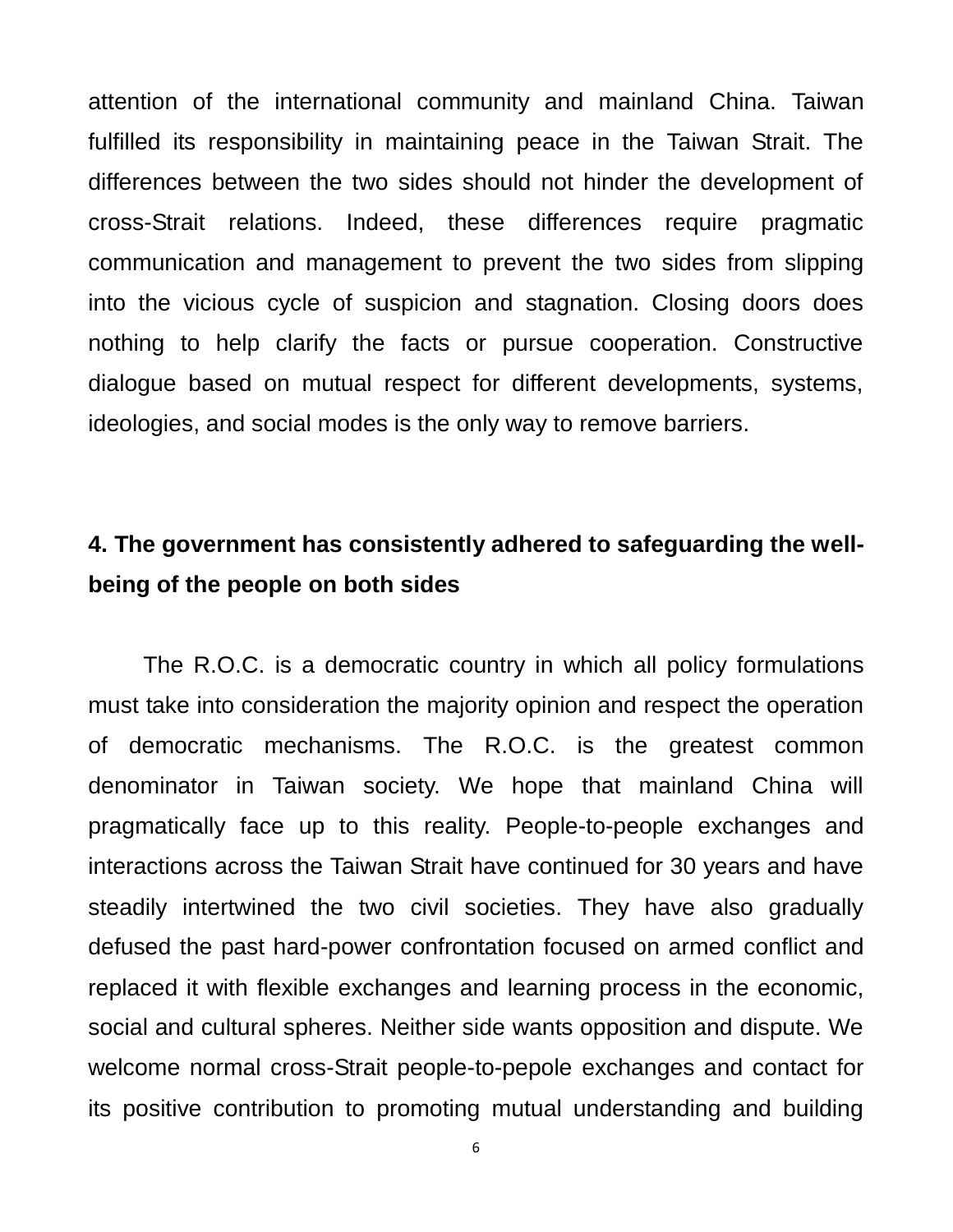attention of the international community and mainland China. Taiwan fulfilled its responsibility in maintaining peace in the Taiwan Strait. The differences between the two sides should not hinder the development of cross-Strait relations. Indeed, these differences require pragmatic communication and management to prevent the two sides from slipping into the vicious cycle of suspicion and stagnation. Closing doors does nothing to help clarify the facts or pursue cooperation. Constructive dialogue based on mutual respect for different developments, systems, ideologies, and social modes is the only way to remove barriers.

**4. The government has consistently adhered to safeguarding the well-being of the people on both sides**

The R.O.C. is a democratic country in which all policy formulations must take into consideration the majority opinion and respect the operation of democratic mechanisms. The R.O.C. is the greatest common denominator in Taiwan society. We hope that mainland China will pragmatically face up to this reality. People-to-people exchanges and interactions across the Taiwan Strait have continued for 30 years and have steadily intertwined the two civil societies. They have also gradually defused the past hard-power confrontation focused on armed conflict and replaced it with flexible exchanges and learning process in the economic, social and cultural spheres. Neither side wants opposition and dispute. We welcome normal cross-Strait people-to-pepole exchanges and contact for its positive contribution to promoting mutual understanding and building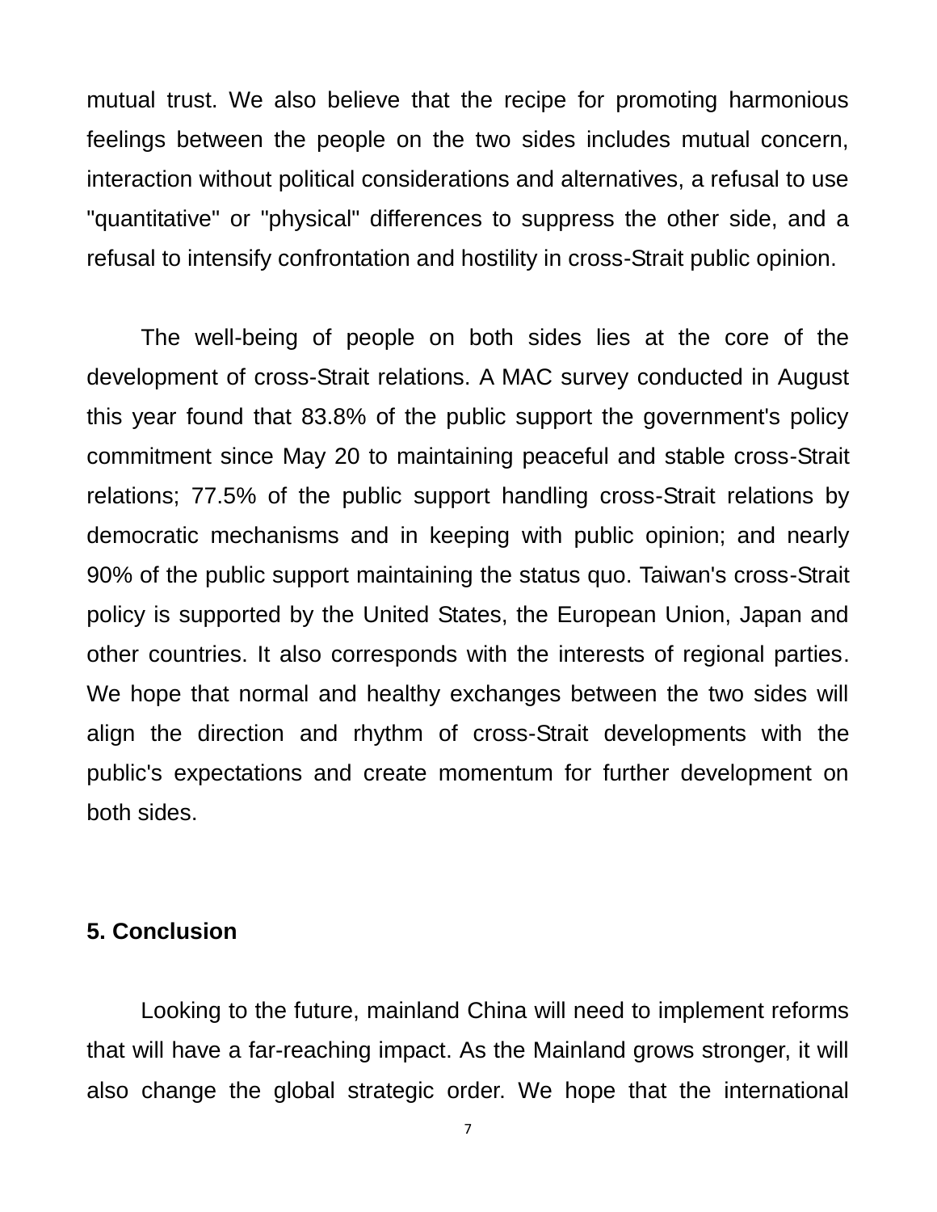mutual trust. We also believe that the recipe for promoting harmonious feelings between the people on the two sides includes mutual concern, interaction without political considerations and alternatives, a refusal to use "quantitative" or "physical" differences to suppress the other side, and a refusal to intensify confrontation and hostility in cross-Strait public opinion.

The well-being of people on both sides lies at the core of the development of cross-Strait relations. A MAC survey conducted in August this year found that 83.8% of the public support the government's policy commitment since May 20 to maintaining peaceful and stable cross-Strait relations; 77.5% of the public support handling cross-Strait relations by democratic mechanisms and in keeping with public opinion; and nearly 90% of the public support maintaining the status quo. Taiwan's cross-Strait policy is supported by the United States, the European Union, Japan and other countries. It also corresponds with the interests of regional parties. We hope that normal and healthy exchanges between the two sides will align the direction and rhythm of cross-Strait developments with the public's expectations and create momentum for further development on both sides.

## 5. Conclusion

Looking to the future, mainland China will need to implement reforms that will have a far-reaching impact. As the Mainland grows stronger, it will also change the global strategic order. We hope that the international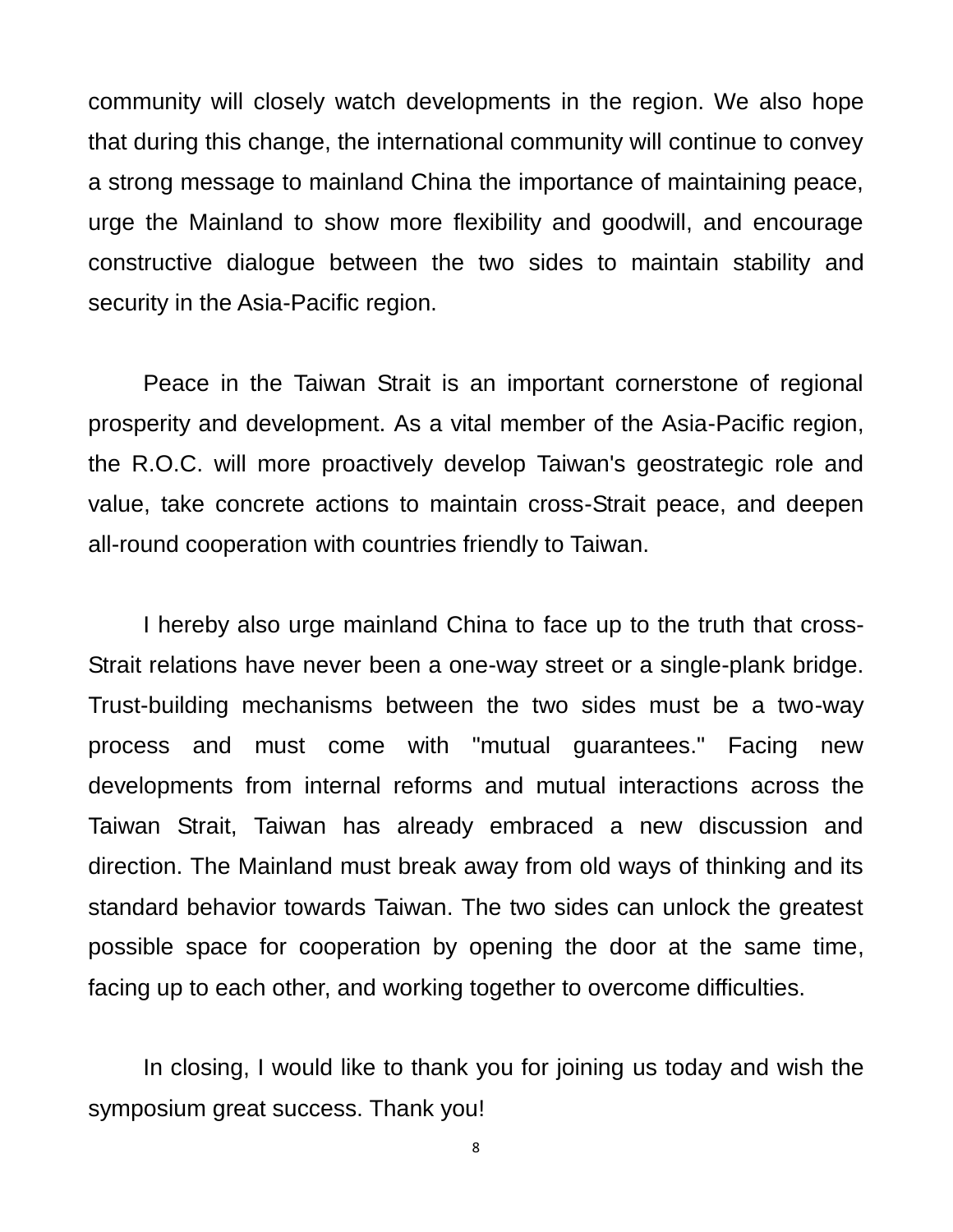community will closely watch developments in the region. We also hope that during this change, the international community will continue to convey a strong message to mainland China the importance of maintaining peace, urge the Mainland to show more flexibility and goodwill, and encourage constructive dialogue between the two sides to maintain stability and security in the Asia-Pacific region.

Peace in the Taiwan Strait is an important cornerstone of regional prosperity and development. As a vital member of the Asia-Pacific region, the R.O.C. will more proactively develop Taiwan's geostrategic role and value, take concrete actions to maintain cross-Strait peace, and deepen all-round cooperation with countries friendly to Taiwan.

I hereby also urge mainland China to face up to the truth that cross-Strait relations have never been a one-way street or a single-plank bridge. Trust-building mechanisms between the two sides must be a two-way process and must come with "mutual guarantees." Facing new developments from internal reforms and mutual interactions across the Taiwan Strait, Taiwan has already embraced a new discussion and direction. The Mainland must break away from old ways of thinking and its standard behavior towards Taiwan. The two sides can unlock the greatest possible space for cooperation by opening the door at the same time, facing up to each other, and working together to overcome difficulties.

In closing, I would like to thank you for joining us today and wish the symposium great success. Thank you!